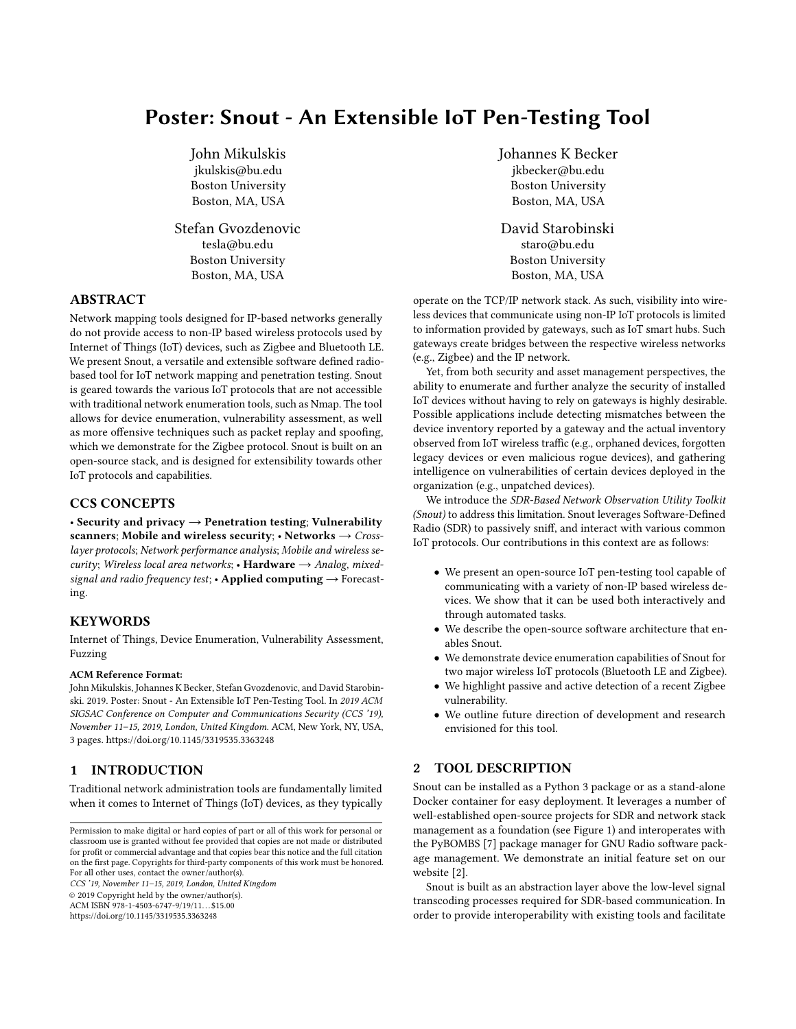# Poster: Snout - An Extensible IoT Pen-Testing Tool

John Mikulskis
jkulskis@bu.edu
Boston University
Boston, MA, USA

Johannes K Becker
jkbecker@bu.edu
Boston University
Boston, MA, USA

Stefan Gvozdenovic
tesla@bu.edu
Boston University
Boston, MA, USA

David Starobinski
staro@bu.edu
Boston University
Boston, MA, USA

## ABSTRACT

Network mapping tools designed for IP-based networks generally do not provide access to non-IP based wireless protocols used by Internet of Things (IoT) devices, such as Zigbee and Bluetooth LE. We present Snout, a versatile and extensible software defined radio-based tool for IoT network mapping and penetration testing. Snout is geared towards the various IoT protocols that are not accessible with traditional network enumeration tools, such as Nmap. The tool allows for device enumeration, vulnerability assessment, as well as more offensive techniques such as packet replay and spoofing, which we demonstrate for the Zigbee protocol. Snout is built on an open-source stack, and is designed for extensibility towards other IoT protocols and capabilities.

## CCS CONCEPTS

• **Security and privacy** → **Penetration testing**; **Vulnerability scanners**; **Mobile and wireless security**; • **Networks** → *Cross-layer protocols*; *Network performance analysis*; *Mobile and wireless security*; *Wireless local area networks*; • **Hardware** → *Analog, mixed-signal and radio frequency test*; • **Applied computing** → Forecasting.

## KEYWORDS

Internet of Things, Device Enumeration, Vulnerability Assessment, Fuzzing

**ACM Reference Format:**
John Mikulskis, Johannes K Becker, Stefan Gvozdenovic, and David Starobinski. 2019. Poster: Snout - An Extensible IoT Pen-Testing Tool. In *2019 ACM SIGSAC Conference on Computer and Communications Security (CCS '19), November 11–15, 2019, London, United Kingdom.* ACM, New York, NY, USA, 3 pages. https://doi.org/10.1145/3319535.3363248

## 1 INTRODUCTION

Traditional network administration tools are fundamentally limited when it comes to Internet of Things (IoT) devices, as they typically operate on the TCP/IP network stack. As such, visibility into wireless devices that communicate using non-IP IoT protocols is limited to information provided by gateways, such as IoT smart hubs. Such gateways create bridges between the respective wireless networks (e.g., Zigbee) and the IP network.

Yet, from both security and asset management perspectives, the ability to enumerate and further analyze the security of installed IoT devices without having to rely on gateways is highly desirable. Possible applications include detecting mismatches between the device inventory reported by a gateway and the actual inventory observed from IoT wireless traffic (e.g., orphaned devices, forgotten legacy devices or even malicious rogue devices), and gathering intelligence on vulnerabilities of certain devices deployed in the organization (e.g., unpatched devices).

We introduce the *SDR-Based Network Observation Utility Toolkit (Snout)* to address this limitation. Snout leverages Software-Defined Radio (SDR) to passively sniff, and interact with various common IoT protocols. Our contributions in this context are as follows:

- We present an open-source IoT pen-testing tool capable of communicating with a variety of non-IP based wireless devices. We show that it can be used both interactively and through automated tasks.
- We describe the open-source software architecture that enables Snout.
- We demonstrate device enumeration capabilities of Snout for two major wireless IoT protocols (Bluetooth LE and Zigbee).
- We highlight passive and active detection of a recent Zigbee vulnerability.
- We outline future direction of development and research envisioned for this tool.

## 2 TOOL DESCRIPTION

Snout can be installed as a Python 3 package or as a stand-alone Docker container for easy deployment. It leverages a number of well-established open-source projects for SDR and network stack management as a foundation (see Figure 1) and interoperates with the PyBOMBS [7] package manager for GNU Radio software package management. We demonstrate an initial feature set on our website [2].

Snout is built as an abstraction layer above the low-level signal transcoding processes required for SDR-based communication. In order to provide interoperability with existing tools and facilitate

Permission to make digital or hard copies of part or all of this work for personal or classroom use is granted without fee provided that copies are not made or distributed for profit or commercial advantage and that copies bear this notice and the full citation on the first page. Copyrights for third-party components of this work must be honored. For all other uses, contact the owner/author(s).
*CCS '19, November 11–15, 2019, London, United Kingdom*
© 2019 Copyright held by the owner/author(s).
ACM ISBN 978-1-4503-6747-9/19/11...$15.00
https://doi.org/10.1145/3319535.3363248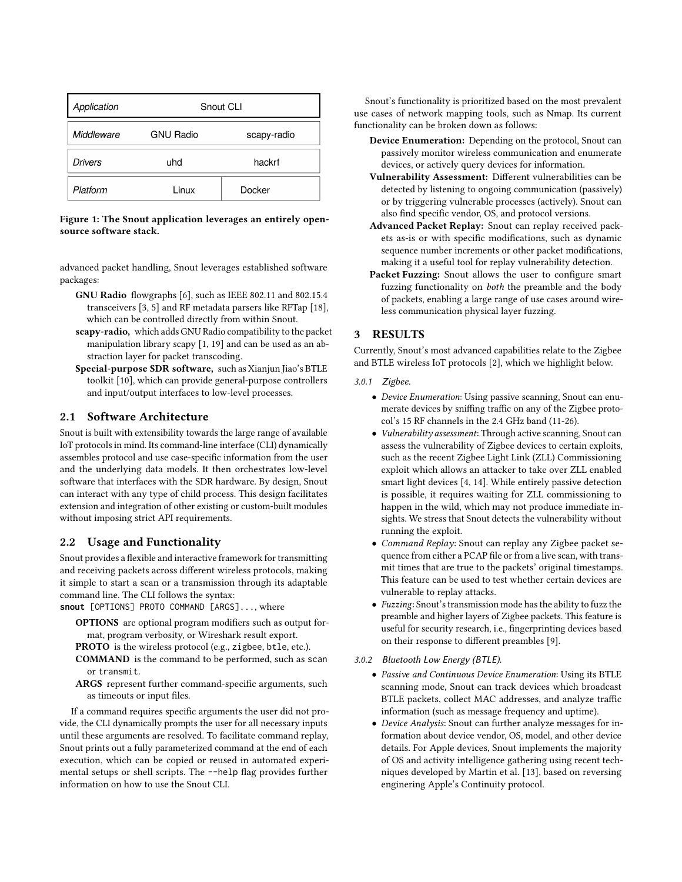Application Snout CLI

Middleware GNU Radio scapy-radio

Drivers uhd hackrf

Platform Linux Docker

**Figure 1: The Snout application leverages an entirely open-source software stack.**

advanced packet handling, Snout leverages established software packages:

- **GNU Radio** flowgraphs [6], such as IEEE 802.11 and 802.15.4 transceivers [3, 5] and RF metadata parsers like RFTap [18], which can be controlled directly from within Snout.
- **scapy-radio,** which adds GNU Radio compatibility to the packet manipulation library scapy [1, 19] and can be used as an abstraction layer for packet transcoding.
- **Special-purpose SDR software,** such as Xianjun Jiao's BTLE toolkit [10], which can provide general-purpose controllers and input/output interfaces to low-level processes.

## 2.1 Software Architecture

Snout is built with extensibility towards the large range of available IoT protocols in mind. Its command-line interface (CLI) dynamically assembles protocol and use case-specific information from the user and the underlying data models. It then orchestrates low-level software that interfaces with the SDR hardware. By design, Snout can interact with any type of child process. This design facilitates extension and integration of other existing or custom-built modules without imposing strict API requirements.

## 2.2 Usage and Functionality

Snout provides a flexible and interactive framework for transmitting and receiving packets across different wireless protocols, making it simple to start a scan or a transmission through its adaptable command line. The CLI follows the syntax:
`snout [OPTIONS] PROTO COMMAND [ARGS]...`, where

- **OPTIONS** are optional program modifiers such as output format, program verbosity, or Wireshark result export.
- **PROTO** is the wireless protocol (e.g., `zigbee`, `btle`, etc.).
- **COMMAND** is the command to be performed, such as `scan` or `transmit`.
- **ARGS** represent further command-specific arguments, such as timeouts or input files.

If a command requires specific arguments the user did not provide, the CLI dynamically prompts the user for all necessary inputs until these arguments are resolved. To facilitate command replay, Snout prints out a fully parameterized command at the end of each execution, which can be copied or reused in automated experimental setups or shell scripts. The `--help` flag provides further information on how to use the Snout CLI.

Snout's functionality is prioritized based on the most prevalent use cases of network mapping tools, such as Nmap. Its current functionality can be broken down as follows:

- **Device Enumeration:** Depending on the protocol, Snout can passively monitor wireless communication and enumerate devices, or actively query devices for information.
- **Vulnerability Assessment:** Different vulnerabilities can be detected by listening to ongoing communication (passively) or by triggering vulnerable processes (actively). Snout can also find specific vendor, OS, and protocol versions.
- **Advanced Packet Replay:** Snout can replay received packets as-is or with specific modifications, such as dynamic sequence number increments or other packet modifications, making it a useful tool for replay vulnerability detection.
- **Packet Fuzzing:** Snout allows the user to configure smart fuzzing functionality on *both* the preamble and the body of packets, enabling a large range of use cases around wireless communication physical layer fuzzing.

# 3 RESULTS

Currently, Snout's most advanced capabilities relate to the Zigbee and BTLE wireless IoT protocols [2], which we highlight below.

### 3.0.1 *Zigbee.*

- *Device Enumeration*: Using passive scanning, Snout can enumerate devices by sniffing traffic on any of the Zigbee protocol's 15 RF channels in the 2.4 GHz band (11-26).
- *Vulnerability assessment*: Through active scanning, Snout can assess the vulnerability of Zigbee devices to certain exploits, such as the recent Zigbee Light Link (ZLL) Commissioning exploit which allows an attacker to take over ZLL enabled smart light devices [4, 14]. While entirely passive detection is possible, it requires waiting for ZLL commissioning to happen in the wild, which may not produce immediate insights. We stress that Snout detects the vulnerability without running the exploit.
- *Command Replay*: Snout can replay any Zigbee packet sequence from either a PCAP file or from a live scan, with transmit times that are true to the packets' original timestamps. This feature can be used to test whether certain devices are vulnerable to replay attacks.
- *Fuzzing*: Snout's transmission mode has the ability to fuzz the preamble and higher layers of Zigbee packets. This feature is useful for security research, i.e., fingerprinting devices based on their response to different preambles [9].

### 3.0.2 *Bluetooth Low Energy (BTLE).*

- *Passive and Continuous Device Enumeration*: Using its BTLE scanning mode, Snout can track devices which broadcast BTLE packets, collect MAC addresses, and analyze traffic information (such as message frequency and uptime).
- *Device Analysis*: Snout can further analyze messages for information about device vendor, OS, model, and other device details. For Apple devices, Snout implements the majority of OS and activity intelligence gathering using recent techniques developed by Martin et al. [13], based on reversing enginering Apple's Continuity protocol.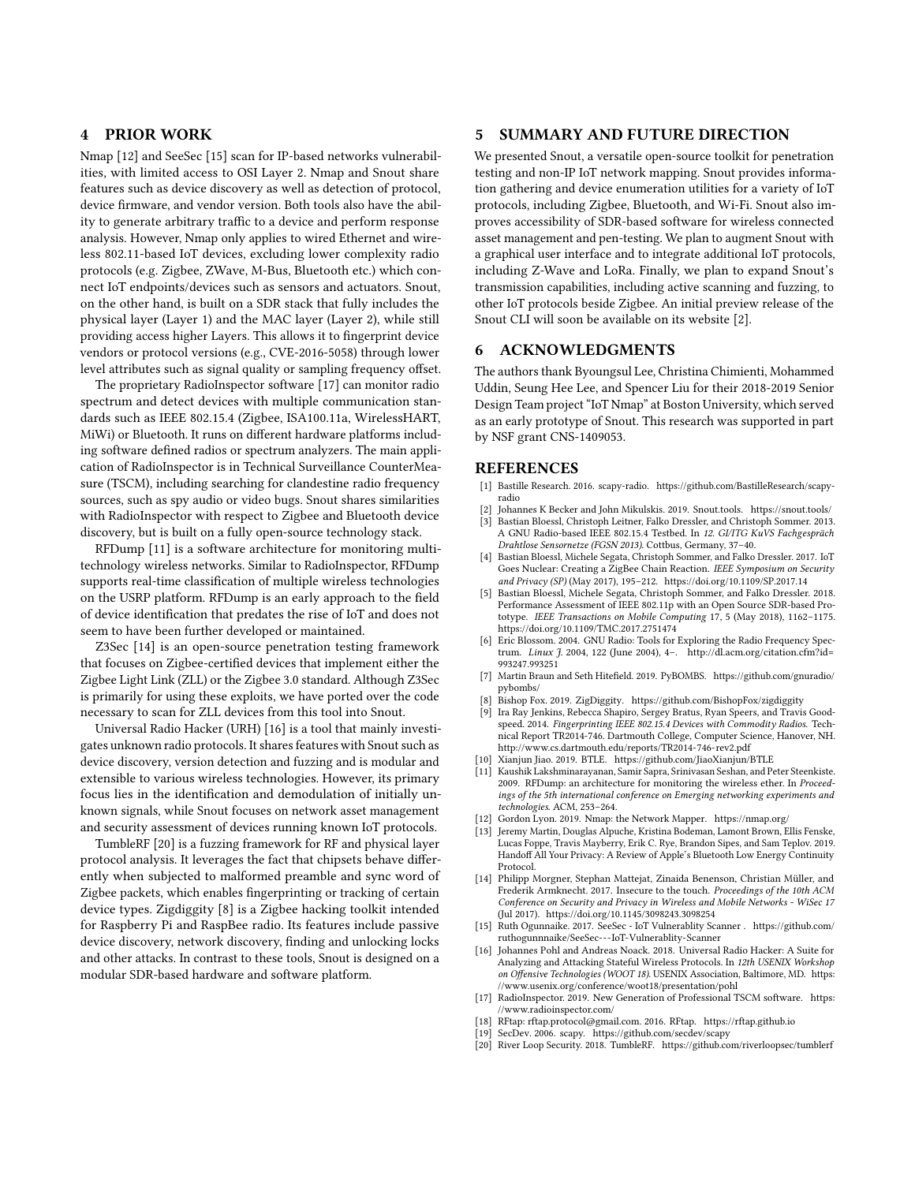## 4 PRIOR WORK

Nmap [12] and SeeSec [15] scan for IP-based networks vulnerabilities, with limited access to OSI Layer 2. Nmap and Snout share features such as device discovery as well as detection of protocol, device firmware, and vendor version. Both tools also have the ability to generate arbitrary traffic to a device and perform response analysis. However, Nmap only applies to wired Ethernet and wireless 802.11-based IoT devices, excluding lower complexity radio protocols (e.g. Zigbee, ZWave, M-Bus, Bluetooth etc.) which connect IoT endpoints/devices such as sensors and actuators. Snout, on the other hand, is built on a SDR stack that fully includes the physical layer (Layer 1) and the MAC layer (Layer 2), while still providing access higher Layers. This allows it to fingerprint device vendors or protocol versions (e.g., CVE-2016-5058) through lower level attributes such as signal quality or sampling frequency offset.

The proprietary RadioInspector software [17] can monitor radio spectrum and detect devices with multiple communication standards such as IEEE 802.15.4 (Zigbee, ISA100.11a, WirelessHART, MiWi) or Bluetooth. It runs on different hardware platforms including software defined radios or spectrum analyzers. The main application of RadioInspector is in Technical Surveillance CounterMeasure (TSCM), including searching for clandestine radio frequency sources, such as spy audio or video bugs. Snout shares similarities with RadioInspector with respect to Zigbee and Bluetooth device discovery, but is built on a fully open-source technology stack.

RFDump [11] is a software architecture for monitoring multi-technology wireless networks. Similar to RadioInspector, RFDump supports real-time classification of multiple wireless technologies on the USRP platform. RFDump is an early approach to the field of device identification that predates the rise of IoT and does not seem to have been further developed or maintained.

Z3Sec [14] is an open-source penetration testing framework that focuses on Zigbee-certified devices that implement either the Zigbee Light Link (ZLL) or the Zigbee 3.0 standard. Although Z3Sec is primarily for using these exploits, we have ported over the code necessary to scan for ZLL devices from this tool into Snout.

Universal Radio Hacker (URH) [16] is a tool that mainly investigates unknown radio protocols. It shares features with Snout such as device discovery, version detection and fuzzing and is modular and extensible to various wireless technologies. However, its primary focus lies in the identification and demodulation of initially unknown signals, while Snout focuses on network asset management and security assessment of devices running known IoT protocols.

TumbleRF [20] is a fuzzing framework for RF and physical layer protocol analysis. It leverages the fact that chipsets behave differently when subjected to malformed preamble and sync word of Zigbee packets, which enables fingerprinting or tracking of certain device types. Zigdiggity [8] is a Zigbee hacking toolkit intended for Raspberry Pi and RaspBee radio. Its features include passive device discovery, network discovery, finding and unlocking locks and other attacks. In contrast to these tools, Snout is designed on a modular SDR-based hardware and software platform.

## 5 SUMMARY AND FUTURE DIRECTION

We presented Snout, a versatile open-source toolkit for penetration testing and non-IP IoT network mapping. Snout provides information gathering and device enumeration utilities for a variety of IoT protocols, including Zigbee, Bluetooth, and Wi-Fi. Snout also improves accessibility of SDR-based software for wireless connected asset management and pen-testing. We plan to augment Snout with a graphical user interface and to integrate additional IoT protocols, including Z-Wave and LoRa. Finally, we plan to expand Snout's transmission capabilities, including active scanning and fuzzing, to other IoT protocols beside Zigbee. An initial preview release of the Snout CLI will soon be available on its website [2].

## 6 ACKNOWLEDGMENTS

The authors thank Byoungsul Lee, Christina Chimienti, Mohammed Uddin, Seung Hee Lee, and Spencer Liu for their 2018-2019 Senior Design Team project "IoT Nmap" at Boston University, which served as an early prototype of Snout. This research was supported in part by NSF grant CNS-1409053.

## REFERENCES

[1] Bastille Research. 2016. scapy-radio. https://github.com/BastilleResearch/scapy-radio

[2] Johannes K Becker and John Mikulskis. 2019. Snout.tools. https://snout.tools/

[3] Bastian Bloessl, Christoph Leitner, Falko Dressler, and Christoph Sommer. 2013. A GNU Radio-based IEEE 802.15.4 Testbed. In *12. GI/ITG KuVS Fachgespräch Drahtlose Sensornetze (FGSN 2013)*. Cottbus, Germany, 37–40.

[4] Bastian Bloessl, Michele Segata, Christoph Sommer, and Falko Dressler. 2017. IoT Goes Nuclear: Creating a ZigBee Chain Reaction. *IEEE Symposium on Security and Privacy (SP)* (May 2017), 195–212. https://doi.org/10.1109/SP.2017.14

[5] Bastian Bloessl, Michele Segata, Christoph Sommer, and Falko Dressler. 2018. Performance Assessment of IEEE 802.11p with an Open Source SDR-based Prototype. *IEEE Transactions on Mobile Computing* 17, 5 (May 2018), 1162–1175. https://doi.org/10.1109/TMC.2017.2751474

[6] Eric Blossom. 2004. GNU Radio: Tools for Exploring the Radio Frequency Spectrum. *Linux J.* 2004, 122 (June 2004), 4–. http://dl.acm.org/citation.cfm?id=993247.993251

[7] Martin Braun and Seth Hitefield. 2019. PyBOMBS. https://github.com/gnuradio/pybombs/

[8] Bishop Fox. 2019. ZigDiggity. https://github.com/BishopFox/zigdiggity

[9] Ira Ray Jenkins, Rebecca Shapiro, Sergey Bratus, Ryan Speers, and Travis Goodspeed. 2014. *Fingerprinting IEEE 802.15.4 Devices with Commodity Radios*. Technical Report TR2014-746. Dartmouth College, Computer Science, Hanover, NH. http://www.cs.dartmouth.edu/reports/TR2014-746-rev2.pdf

[10] Xianjun Jiao. 2019. BTLE. https://github.com/JiaoXianjun/BTLE

[11] Kaushik Lakshminarayanan, Samir Sapra, Srinivasan Seshan, and Peter Steenkiste. 2009. RFDump: an architecture for monitoring the wireless ether. In *Proceedings of the 5th international conference on Emerging networking experiments and technologies*. ACM, 253–264.

[12] Gordon Lyon. 2019. Nmap: the Network Mapper. https://nmap.org/

[13] Jeremy Martin, Douglas Alpuche, Kristina Bodeman, Lamont Brown, Ellis Fenske, Lucas Foppe, Travis Mayberry, Erik C. Rye, Brandon Sipes, and Sam Teplov. 2019. Handoff All Your Privacy: A Review of Apple's Bluetooth Low Energy Continuity Protocol.

[14] Philipp Morgner, Stephan Mattejat, Zinaida Benenson, Christian Müller, and Frederik Armknecht. 2017. Insecure to the touch. *Proceedings of the 10th ACM Conference on Security and Privacy in Wireless and Mobile Networks - WiSec 17* (Jul 2017). https://doi.org/10.1145/3098243.3098254

[15] Ruth Ogunnaike. 2017. SeeSec - IoT Vulnerablity Scanner . https://github.com/ruthogunnnaike/SeeSec---IoT-Vulnerablity-Scanner

[16] Johannes Pohl and Andreas Noack. 2018. Universal Radio Hacker: A Suite for Analyzing and Attacking Stateful Wireless Protocols. In *12th USENIX Workshop on Offensive Technologies (WOOT 18)*. USENIX Association, Baltimore, MD. https://www.usenix.org/conference/woot18/presentation/pohl

[17] RadioInspector. 2019. New Generation of Professional TSCM software. https://www.radioinspector.com/

[18] RFtap: rftap.protocol@gmail.com. 2016. RFtap. https://rftap.github.io

[19] SecDev. 2006. scapy. https://github.com/secdev/scapy

[20] River Loop Security. 2018. TumbleRF. https://github.com/riverloopsec/tumblerf